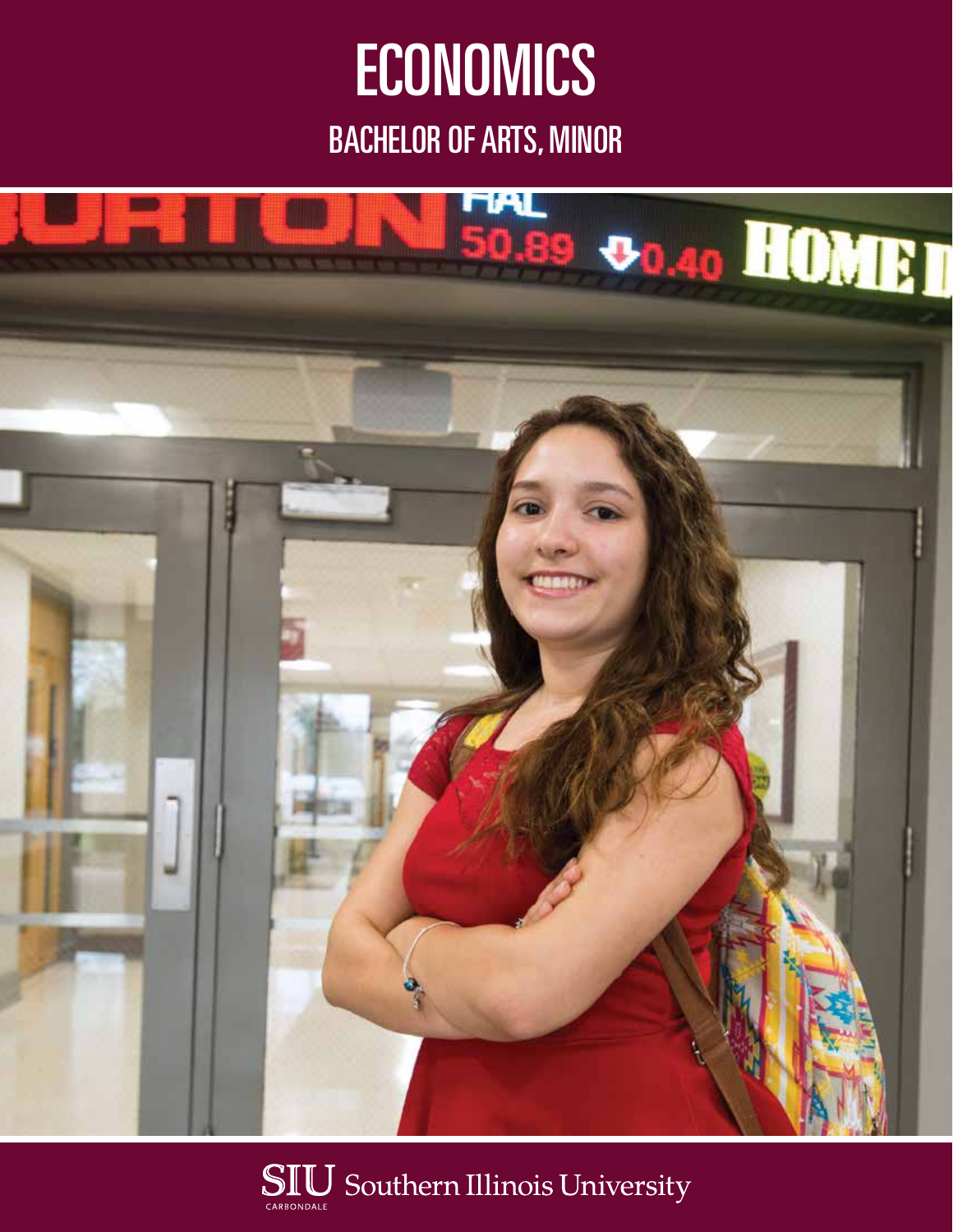# ECONOMICS

## BACHELOR OF ARTS, MINOR

SIU Southern Illinois University CARBONDALE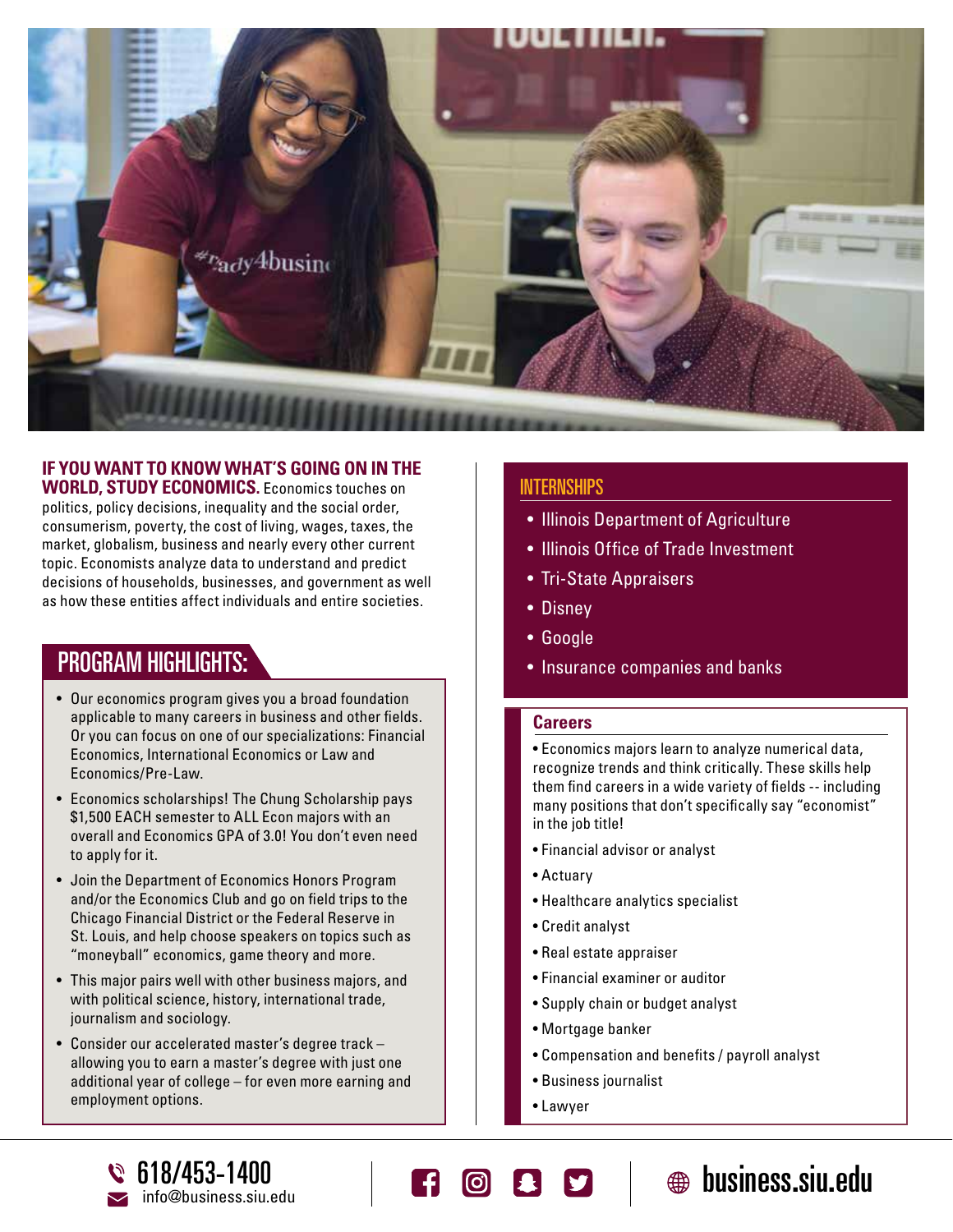**IF YOU WANT TO KNOW WHAT'S GOING ON IN THE WORLD, STUDY ECONOMICS.** Economics touches on politics, policy decisions, inequality and the social order, consumerism, poverty, the cost of living, wages, taxes, the market, globalism, business and nearly every other current topic. Economists analyze data to understand and predict decisions of households, businesses, and government as well as how these entities affect individuals and entire societies.

## PROGRAM HIGHLIGHTS:

- Our economics program gives you a broad foundation applicable to many careers in business and other fields. Or you can focus on one of our specializations: Financial Economics, International Economics or Law and Economics/Pre-Law.
- Economics scholarships! The Chung Scholarship pays $1,500 EACH semester to ALL Econ majors with an overall and Economics GPA of 3.0! You don't even need to apply for it.
- Join the Department of Economics Honors Program and/or the Economics Club and go on field trips to the Chicago Financial District or the Federal Reserve in St. Louis, and help choose speakers on topics such as "moneyball" economics, game theory and more.
- This major pairs well with other business majors, and with political science, history, international trade, journalism and sociology.
- Consider our accelerated master's degree track – allowing you to earn a master's degree with just one additional year of college – for even more earning and employment options.

## INTERNSHIPS

- Illinois Department of Agriculture
- Illinois Office of Trade Investment
- Tri-State Appraisers
- Disney
- Google
- Insurance companies and banks

### Careers

- Economics majors learn to analyze numerical data, recognize trends and think critically. These skills help them find careers in a wide variety of fields -- including many positions that don't specifically say "economist" in the job title!
- Financial advisor or analyst
- Actuary
- Healthcare analytics specialist
- Credit analyst
- Real estate appraiser
- Financial examiner or auditor
- Supply chain or budget analyst
- Mortgage banker
- Compensation and benefits / payroll analyst
- Business journalist
- Lawyer

618/453-1400
info@business.siu.edu

business.siu.edu